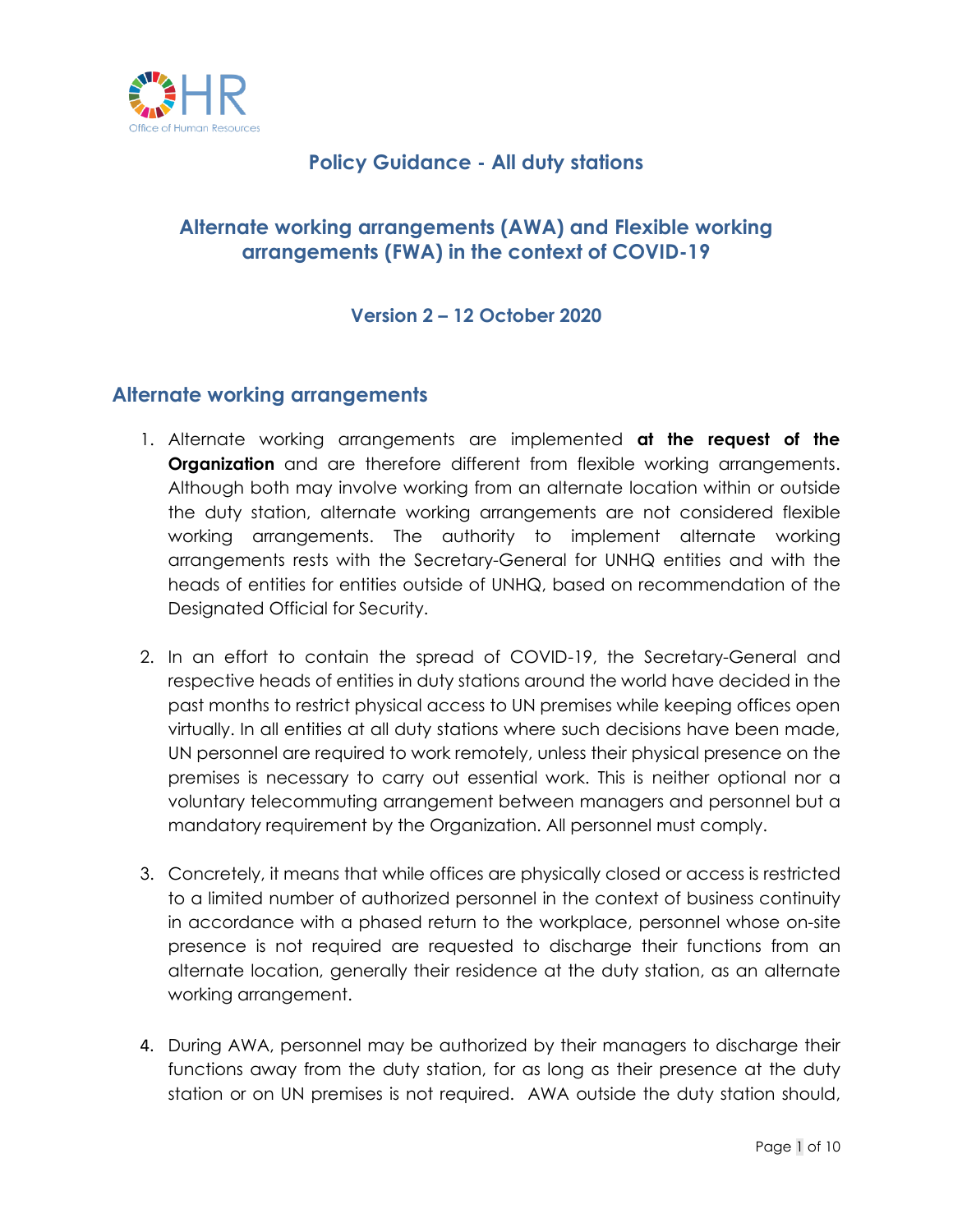OHR

Office of Human Resources

# Policy Guidance - All duty stations

## Alternate working arrangements (AWA) and Flexible working arrangements (FWA) in the context of COVID-19

### Version 2 – 12 October 2020

## Alternate working arrangements

1. Alternate working arrangements are implemented **at the request of the Organization** and are therefore different from flexible working arrangements. Although both may involve working from an alternate location within or outside the duty station, alternate working arrangements are not considered flexible working arrangements. The authority to implement alternate working arrangements rests with the Secretary-General for UNHQ entities and with the heads of entities for entities outside of UNHQ, based on recommendation of the Designated Official for Security.

2. In an effort to contain the spread of COVID-19, the Secretary-General and respective heads of entities in duty stations around the world have decided in the past months to restrict physical access to UN premises while keeping offices open virtually. In all entities at all duty stations where such decisions have been made, UN personnel are required to work remotely, unless their physical presence on the premises is necessary to carry out essential work. This is neither optional nor a voluntary telecommuting arrangement between managers and personnel but a mandatory requirement by the Organization. All personnel must comply.

3. Concretely, it means that while offices are physically closed or access is restricted to a limited number of authorized personnel in the context of business continuity in accordance with a phased return to the workplace, personnel whose on-site presence is not required are requested to discharge their functions from an alternate location, generally their residence at the duty station, as an alternate working arrangement.

4. During AWA, personnel may be authorized by their managers to discharge their functions away from the duty station, for as long as their presence at the duty station or on UN premises is not required. AWA outside the duty station should,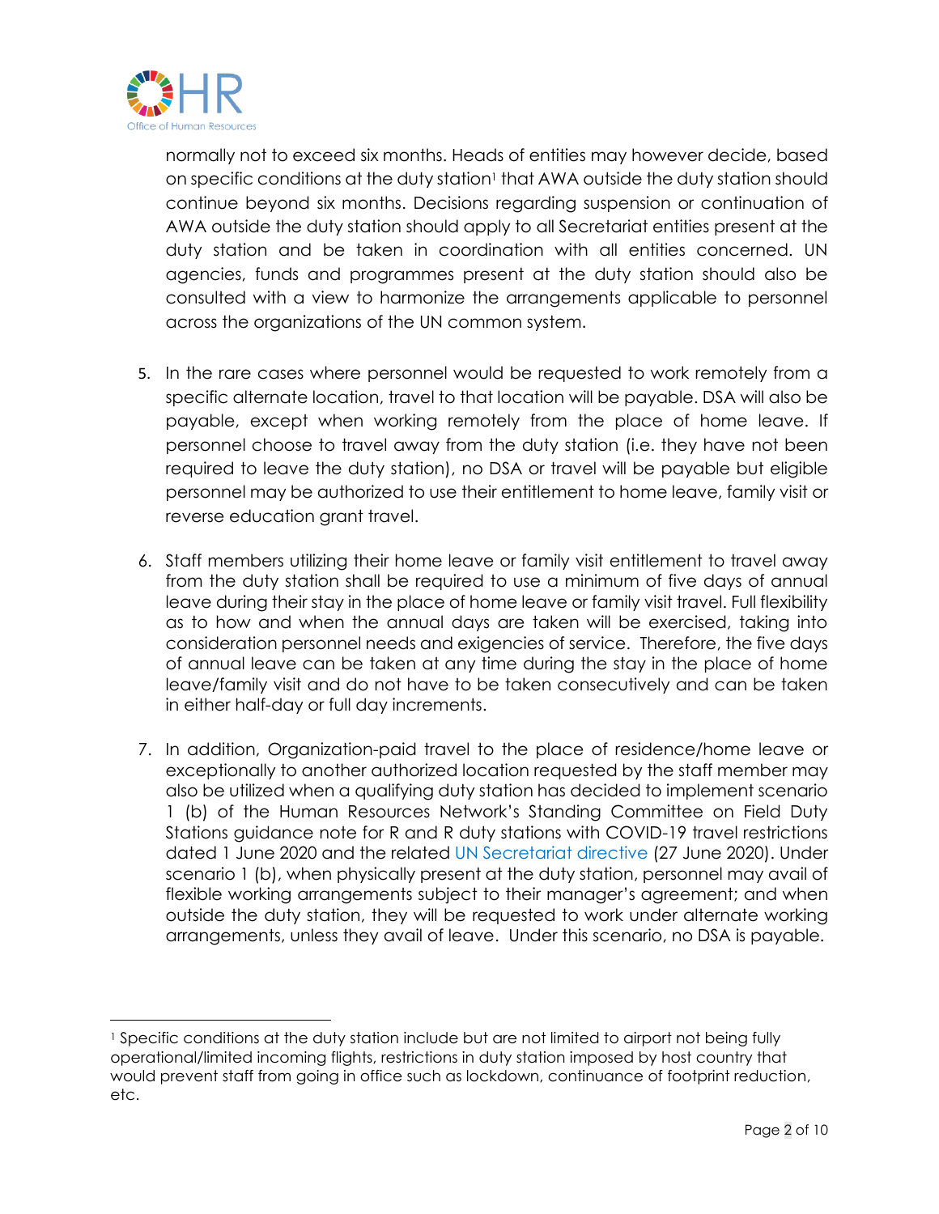normally not to exceed six months. Heads of entities may however decide, based on specific conditions at the duty station[1] that AWA outside the duty station should continue beyond six months. Decisions regarding suspension or continuation of AWA outside the duty station should apply to all Secretariat entities present at the duty station and be taken in coordination with all entities concerned. UN agencies, funds and programmes present at the duty station should also be consulted with a view to harmonize the arrangements applicable to personnel across the organizations of the UN common system.

5. In the rare cases where personnel would be requested to work remotely from a specific alternate location, travel to that location will be payable. DSA will also be payable, except when working remotely from the place of home leave. If personnel choose to travel away from the duty station (i.e. they have not been required to leave the duty station), no DSA or travel will be payable but eligible personnel may be authorized to use their entitlement to home leave, family visit or reverse education grant travel.

6. Staff members utilizing their home leave or family visit entitlement to travel away from the duty station shall be required to use a minimum of five days of annual leave during their stay in the place of home leave or family visit travel. Full flexibility as to how and when the annual days are taken will be exercised, taking into consideration personnel needs and exigencies of service. Therefore, the five days of annual leave can be taken at any time during the stay in the place of home leave/family visit and do not have to be taken consecutively and can be taken in either half-day or full day increments.

7. In addition, Organization-paid travel to the place of residence/home leave or exceptionally to another authorized location requested by the staff member may also be utilized when a qualifying duty station has decided to implement scenario 1 (b) of the Human Resources Network's Standing Committee on Field Duty Stations guidance note for R and R duty stations with COVID-19 travel restrictions dated 1 June 2020 and the related UN Secretariat directive (27 June 2020). Under scenario 1 (b), when physically present at the duty station, personnel may avail of flexible working arrangements subject to their manager's agreement; and when outside the duty station, they will be requested to work under alternate working arrangements, unless they avail of leave. Under this scenario, no DSA is payable.

---

[1] Specific conditions at the duty station include but are not limited to airport not being fully operational/limited incoming flights, restrictions in duty station imposed by host country that would prevent staff from going in office such as lockdown, continuance of footprint reduction, etc.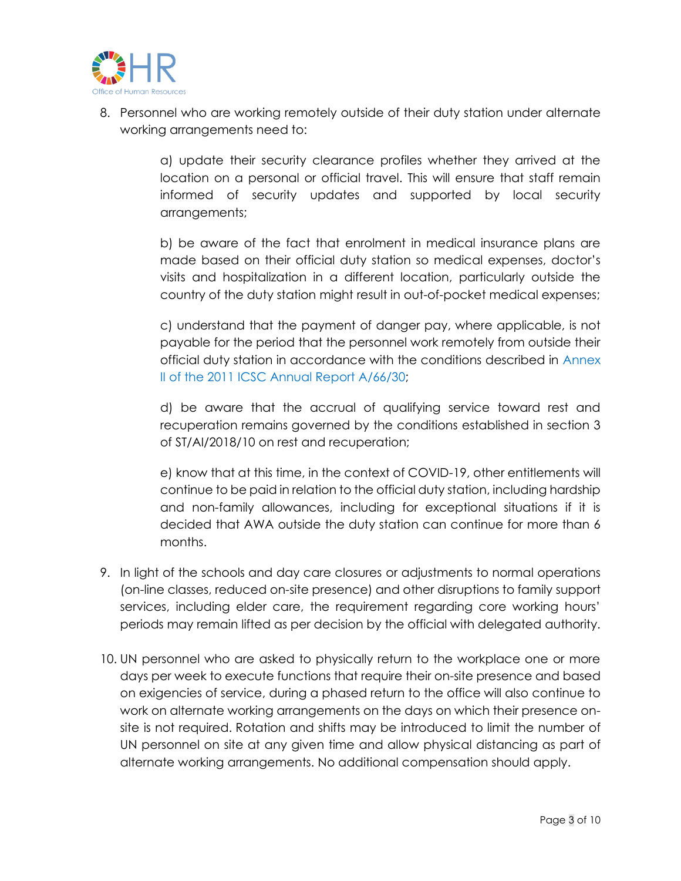8. Personnel who are working remotely outside of their duty station under alternate working arrangements need to:

    a) update their security clearance profiles whether they arrived at the location on a personal or official travel. This will ensure that staff remain informed of security updates and supported by local security arrangements;

    b) be aware of the fact that enrolment in medical insurance plans are made based on their official duty station so medical expenses, doctor's visits and hospitalization in a different location, particularly outside the country of the duty station might result in out-of-pocket medical expenses;

    c) understand that the payment of danger pay, where applicable, is not payable for the period that the personnel work remotely from outside their official duty station in accordance with the conditions described in Annex II of the 2011 ICSC Annual Report A/66/30;

    d) be aware that the accrual of qualifying service toward rest and recuperation remains governed by the conditions established in section 3 of ST/AI/2018/10 on rest and recuperation;

    e) know that at this time, in the context of COVID-19, other entitlements will continue to be paid in relation to the official duty station, including hardship and non-family allowances, including for exceptional situations if it is decided that AWA outside the duty station can continue for more than 6 months.

9. In light of the schools and day care closures or adjustments to normal operations (on-line classes, reduced on-site presence) and other disruptions to family support services, including elder care, the requirement regarding core working hours' periods may remain lifted as per decision by the official with delegated authority.

10. UN personnel who are asked to physically return to the workplace one or more days per week to execute functions that require their on-site presence and based on exigencies of service, during a phased return to the office will also continue to work on alternate working arrangements on the days on which their presence on-site is not required. Rotation and shifts may be introduced to limit the number of UN personnel on site at any given time and allow physical distancing as part of alternate working arrangements. No additional compensation should apply.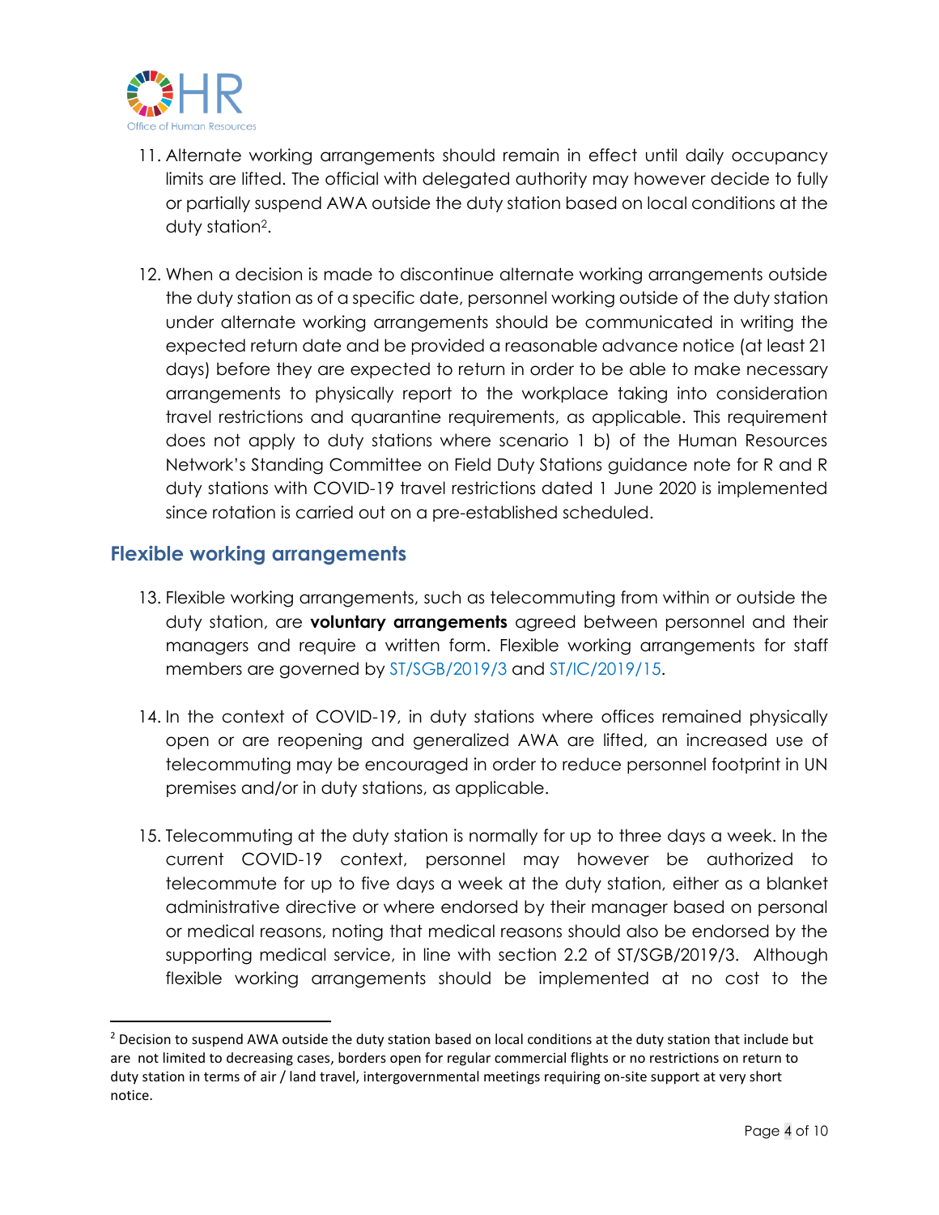11. Alternate working arrangements should remain in effect until daily occupancy limits are lifted. The official with delegated authority may however decide to fully or partially suspend AWA outside the duty station based on local conditions at the duty station[2].

12. When a decision is made to discontinue alternate working arrangements outside the duty station as of a specific date, personnel working outside of the duty station under alternate working arrangements should be communicated in writing the expected return date and be provided a reasonable advance notice (at least 21 days) before they are expected to return in order to be able to make necessary arrangements to physically report to the workplace taking into consideration travel restrictions and quarantine requirements, as applicable. This requirement does not apply to duty stations where scenario 1 b) of the Human Resources Network's Standing Committee on Field Duty Stations guidance note for R and R duty stations with COVID-19 travel restrictions dated 1 June 2020 is implemented since rotation is carried out on a pre-established scheduled.

## Flexible working arrangements

13. Flexible working arrangements, such as telecommuting from within or outside the duty station, are **voluntary arrangements** agreed between personnel and their managers and require a written form. Flexible working arrangements for staff members are governed by ST/SGB/2019/3 and ST/IC/2019/15.

14. In the context of COVID-19, in duty stations where offices remained physically open or are reopening and generalized AWA are lifted, an increased use of telecommuting may be encouraged in order to reduce personnel footprint in UN premises and/or in duty stations, as applicable.

15. Telecommuting at the duty station is normally for up to three days a week. In the current COVID-19 context, personnel may however be authorized to telecommute for up to five days a week at the duty station, either as a blanket administrative directive or where endorsed by their manager based on personal or medical reasons, noting that medical reasons should also be endorsed by the supporting medical service, in line with section 2.2 of ST/SGB/2019/3. Although flexible working arrangements should be implemented at no cost to the

[2] Decision to suspend AWA outside the duty station based on local conditions at the duty station that include but are not limited to decreasing cases, borders open for regular commercial flights or no restrictions on return to duty station in terms of air / land travel, intergovernmental meetings requiring on-site support at very short notice.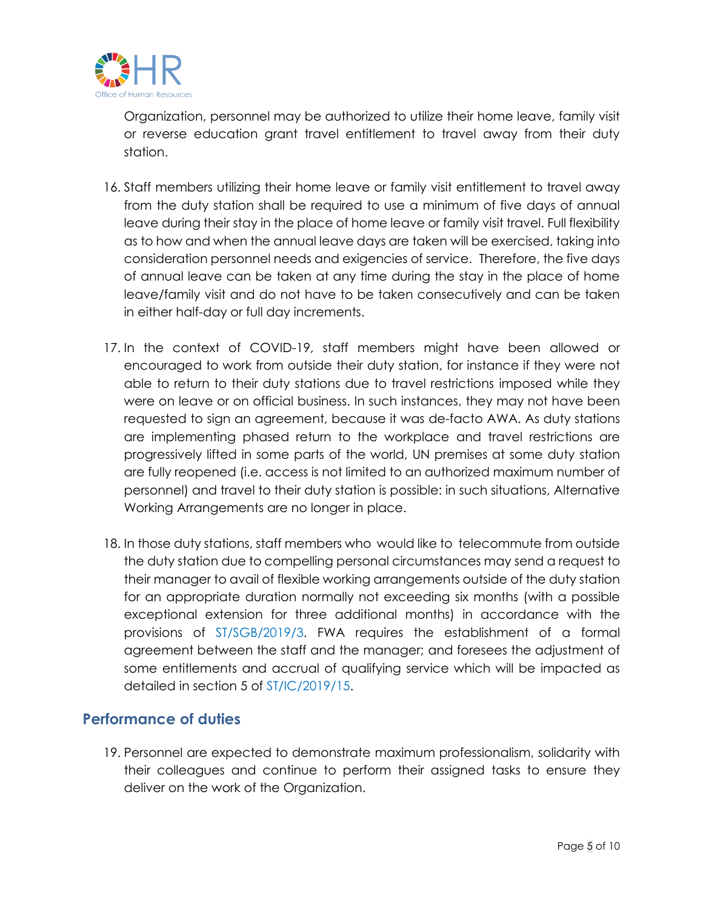Organization, personnel may be authorized to utilize their home leave, family visit or reverse education grant travel entitlement to travel away from their duty station.

16. Staff members utilizing their home leave or family visit entitlement to travel away from the duty station shall be required to use a minimum of five days of annual leave during their stay in the place of home leave or family visit travel. Full flexibility as to how and when the annual leave days are taken will be exercised, taking into consideration personnel needs and exigencies of service. Therefore, the five days of annual leave can be taken at any time during the stay in the place of home leave/family visit and do not have to be taken consecutively and can be taken in either half-day or full day increments.

17. In the context of COVID-19, staff members might have been allowed or encouraged to work from outside their duty station, for instance if they were not able to return to their duty stations due to travel restrictions imposed while they were on leave or on official business. In such instances, they may not have been requested to sign an agreement, because it was de-facto AWA. As duty stations are implementing phased return to the workplace and travel restrictions are progressively lifted in some parts of the world, UN premises at some duty station are fully reopened (i.e. access is not limited to an authorized maximum number of personnel) and travel to their duty station is possible: in such situations, Alternative Working Arrangements are no longer in place.

18. In those duty stations, staff members who would like to telecommute from outside the duty station due to compelling personal circumstances may send a request to their manager to avail of flexible working arrangements outside of the duty station for an appropriate duration normally not exceeding six months (with a possible exceptional extension for three additional months) in accordance with the provisions of ST/SGB/2019/3. FWA requires the establishment of a formal agreement between the staff and the manager; and foresees the adjustment of some entitlements and accrual of qualifying service which will be impacted as detailed in section 5 of ST/IC/2019/15.

## Performance of duties

19. Personnel are expected to demonstrate maximum professionalism, solidarity with their colleagues and continue to perform their assigned tasks to ensure they deliver on the work of the Organization.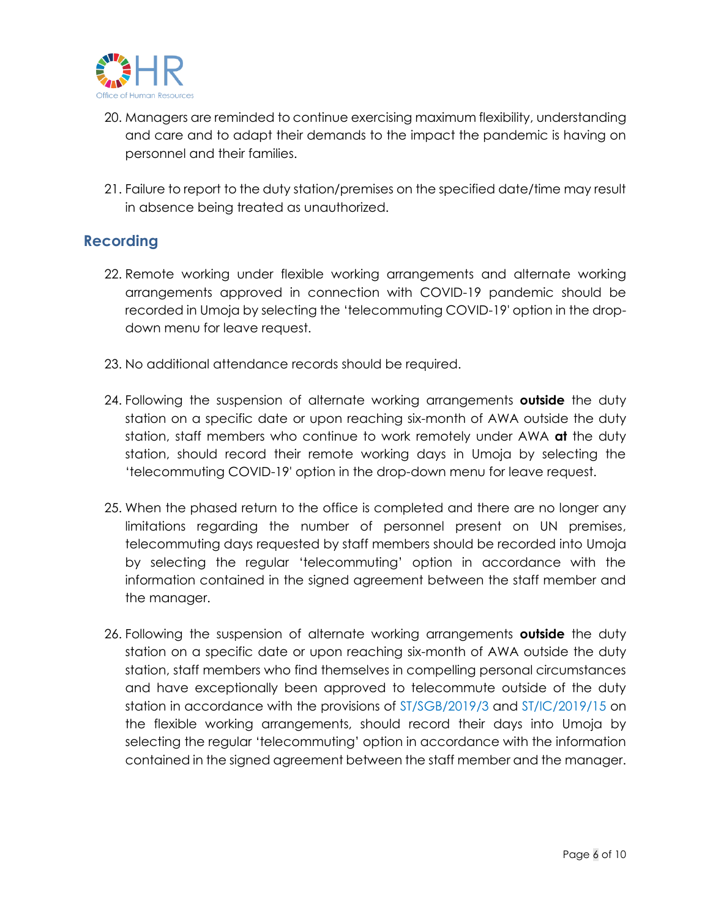20. Managers are reminded to continue exercising maximum flexibility, understanding and care and to adapt their demands to the impact the pandemic is having on personnel and their families.

21. Failure to report to the duty station/premises on the specified date/time may result in absence being treated as unauthorized.

## Recording

22. Remote working under flexible working arrangements and alternate working arrangements approved in connection with COVID-19 pandemic should be recorded in Umoja by selecting the 'telecommuting COVID-19' option in the drop-down menu for leave request.

23. No additional attendance records should be required.

24. Following the suspension of alternate working arrangements **outside** the duty station on a specific date or upon reaching six-month of AWA outside the duty station, staff members who continue to work remotely under AWA **at** the duty station, should record their remote working days in Umoja by selecting the 'telecommuting COVID-19' option in the drop-down menu for leave request.

25. When the phased return to the office is completed and there are no longer any limitations regarding the number of personnel present on UN premises, telecommuting days requested by staff members should be recorded into Umoja by selecting the regular 'telecommuting' option in accordance with the information contained in the signed agreement between the staff member and the manager.

26. Following the suspension of alternate working arrangements **outside** the duty station on a specific date or upon reaching six-month of AWA outside the duty station, staff members who find themselves in compelling personal circumstances and have exceptionally been approved to telecommute outside of the duty station in accordance with the provisions of ST/SGB/2019/3 and ST/IC/2019/15 on the flexible working arrangements, should record their days into Umoja by selecting the regular 'telecommuting' option in accordance with the information contained in the signed agreement between the staff member and the manager.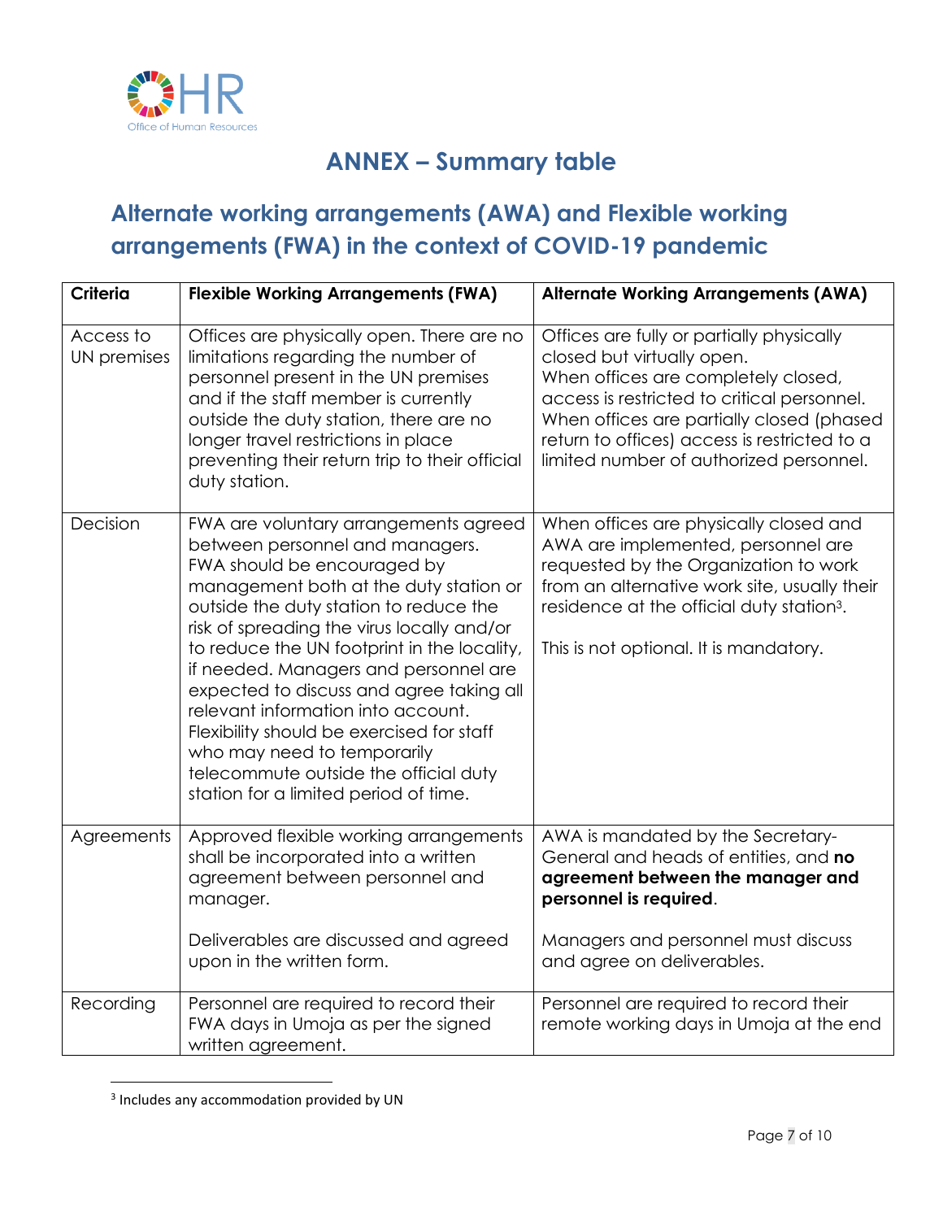# ANNEX – Summary table

## Alternate working arrangements (AWA) and Flexible working arrangements (FWA) in the context of COVID-19 pandemic

| Criteria | Flexible Working Arrangements (FWA) | Alternate Working Arrangements (AWA) |
|---|---|---|
| Access to UN premises | Offices are physically open. There are no limitations regarding the number of personnel present in the UN premises and if the staff member is currently outside the duty station, there are no longer travel restrictions in place preventing their return trip to their official duty station. | Offices are fully or partially physically closed but virtually open.<br>When offices are completely closed, access is restricted to critical personnel.<br>When offices are partially closed (phased return to offices) access is restricted to a limited number of authorized personnel. |
| Decision | FWA are voluntary arrangements agreed between personnel and managers. FWA should be encouraged by management both at the duty station or outside the duty station to reduce the risk of spreading the virus locally and/or to reduce the UN footprint in the locality, if needed. Managers and personnel are expected to discuss and agree taking all relevant information into account. Flexibility should be exercised for staff who may need to temporarily telecommute outside the official duty station for a limited period of time. | When offices are physically closed and AWA are implemented, personnel are requested by the Organization to work from an alternative work site, usually their residence at the official duty station[3].<br><br>This is not optional. It is mandatory. |
| Agreements | Approved flexible working arrangements shall be incorporated into a written agreement between personnel and manager.<br><br>Deliverables are discussed and agreed upon in the written form. | AWA is mandated by the Secretary-General and heads of entities, and **no agreement between the manager and personnel is required**.<br><br>Managers and personnel must discuss and agree on deliverables. |
| Recording | Personnel are required to record their FWA days in Umoja as per the signed written agreement. | Personnel are required to record their remote working days in Umoja at the end |

[3] Includes any accommodation provided by UN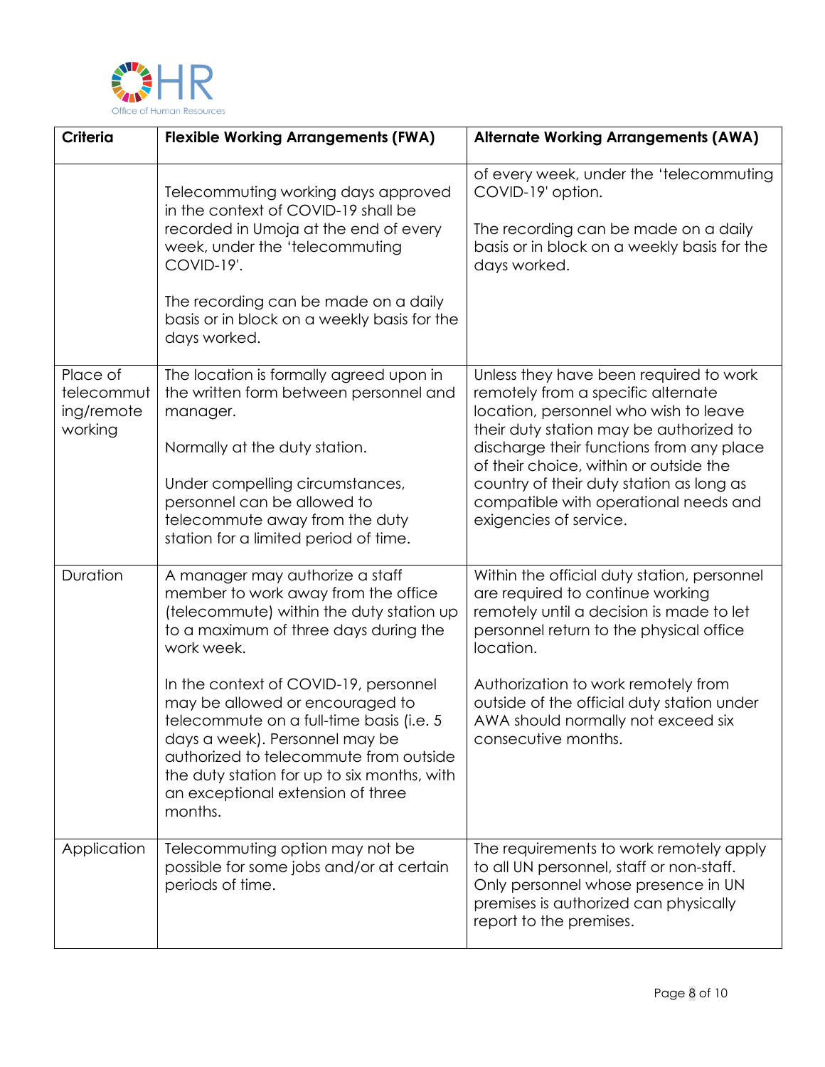| Criteria | Flexible Working Arrangements (FWA) | Alternate Working Arrangements (AWA) |
|---|---|---|
| | Telecommuting working days approved in the context of COVID-19 shall be recorded in Umoja at the end of every week, under the 'telecommuting COVID-19'.<br><br>The recording can be made on a daily basis or in block on a weekly basis for the days worked. | of every week, under the 'telecommuting COVID-19' option.<br><br>The recording can be made on a daily basis or in block on a weekly basis for the days worked. |
| Place of telecommuting/remote working | The location is formally agreed upon in the written form between personnel and manager.<br><br>Normally at the duty station.<br><br>Under compelling circumstances, personnel can be allowed to telecommute away from the duty station for a limited period of time. | Unless they have been required to work remotely from a specific alternate location, personnel who wish to leave their duty station may be authorized to discharge their functions from any place of their choice, within or outside the country of their duty station as long as compatible with operational needs and exigencies of service. |
| Duration | A manager may authorize a staff member to work away from the office (telecommute) within the duty station up to a maximum of three days during the work week.<br><br>In the context of COVID-19, personnel may be allowed or encouraged to telecommute on a full-time basis (i.e. 5 days a week). Personnel may be authorized to telecommute from outside the duty station for up to six months, with an exceptional extension of three months. | Within the official duty station, personnel are required to continue working remotely until a decision is made to let personnel return to the physical office location.<br><br>Authorization to work remotely from outside of the official duty station under AWA should normally not exceed six consecutive months. |
| Application | Telecommuting option may not be possible for some jobs and/or at certain periods of time. | The requirements to work remotely apply to all UN personnel, staff or non-staff. Only personnel whose presence in UN premises is authorized can physically report to the premises. |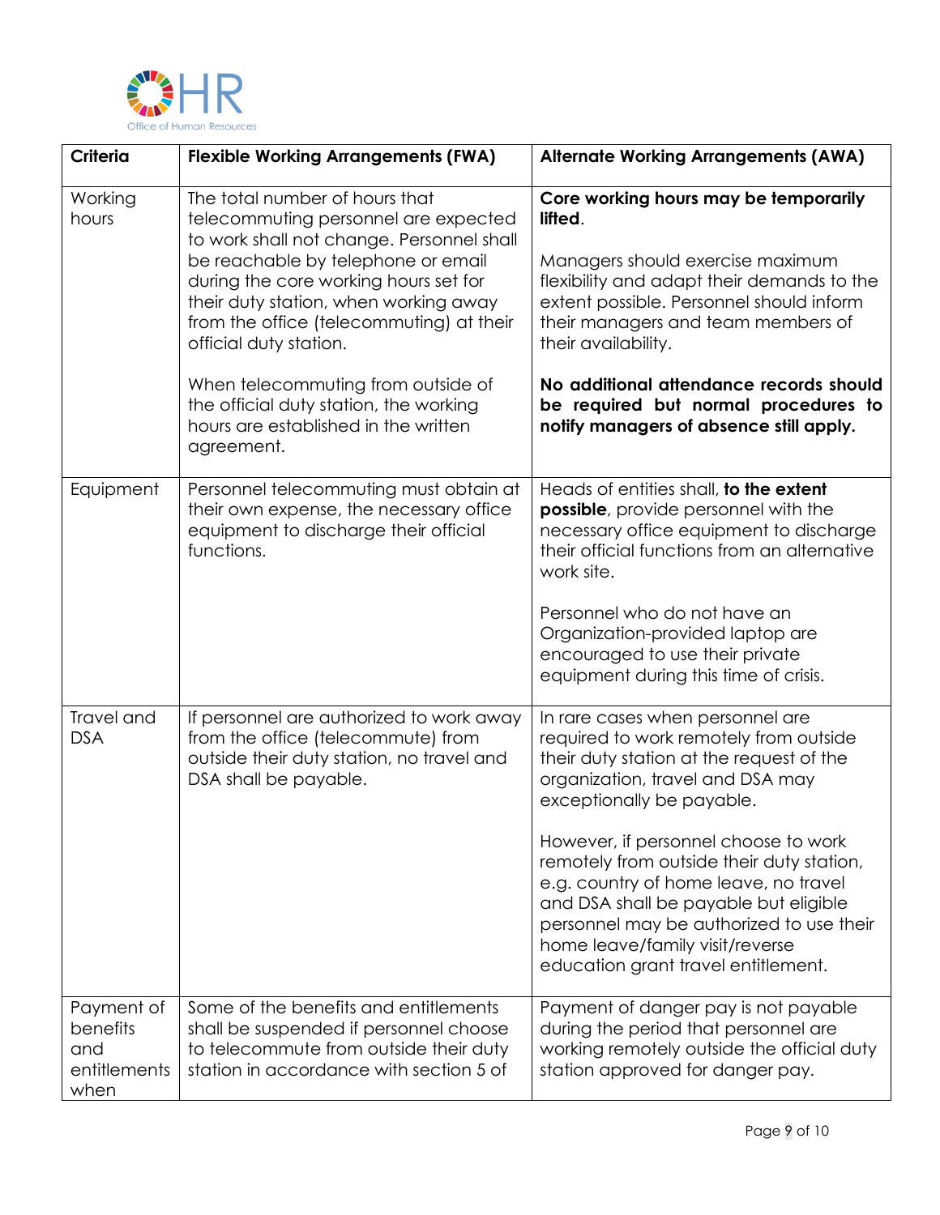| Criteria | Flexible Working Arrangements (FWA) | Alternate Working Arrangements (AWA) |
|---|---|---|
| Working hours | The total number of hours that telecommuting personnel are expected to work shall not change. Personnel shall be reachable by telephone or email during the core working hours set for their duty station, when working away from the office (telecommuting) at their official duty station.<br><br>When telecommuting from outside of the official duty station, the working hours are established in the written agreement. | **Core working hours may be temporarily lifted**.<br><br>Managers should exercise maximum flexibility and adapt their demands to the extent possible. Personnel should inform their managers and team members of their availability.<br><br>**No additional attendance records should be required but normal procedures to notify managers of absence still apply.** |
| Equipment | Personnel telecommuting must obtain at their own expense, the necessary office equipment to discharge their official functions. | Heads of entities shall, **to the extent possible**, provide personnel with the necessary office equipment to discharge their official functions from an alternative work site.<br><br>Personnel who do not have an Organization-provided laptop are encouraged to use their private equipment during this time of crisis. |
| Travel and DSA | If personnel are authorized to work away from the office (telecommute) from outside their duty station, no travel and DSA shall be payable. | In rare cases when personnel are required to work remotely from outside their duty station at the request of the organization, travel and DSA may exceptionally be payable.<br><br>However, if personnel choose to work remotely from outside their duty station, e.g. country of home leave, no travel and DSA shall be payable but eligible personnel may be authorized to use their home leave/family visit/reverse education grant travel entitlement. |
| Payment of benefits and entitlements when | Some of the benefits and entitlements shall be suspended if personnel choose to telecommute from outside their duty station in accordance with section 5 of | Payment of danger pay is not payable during the period that personnel are working remotely outside the official duty station approved for danger pay. |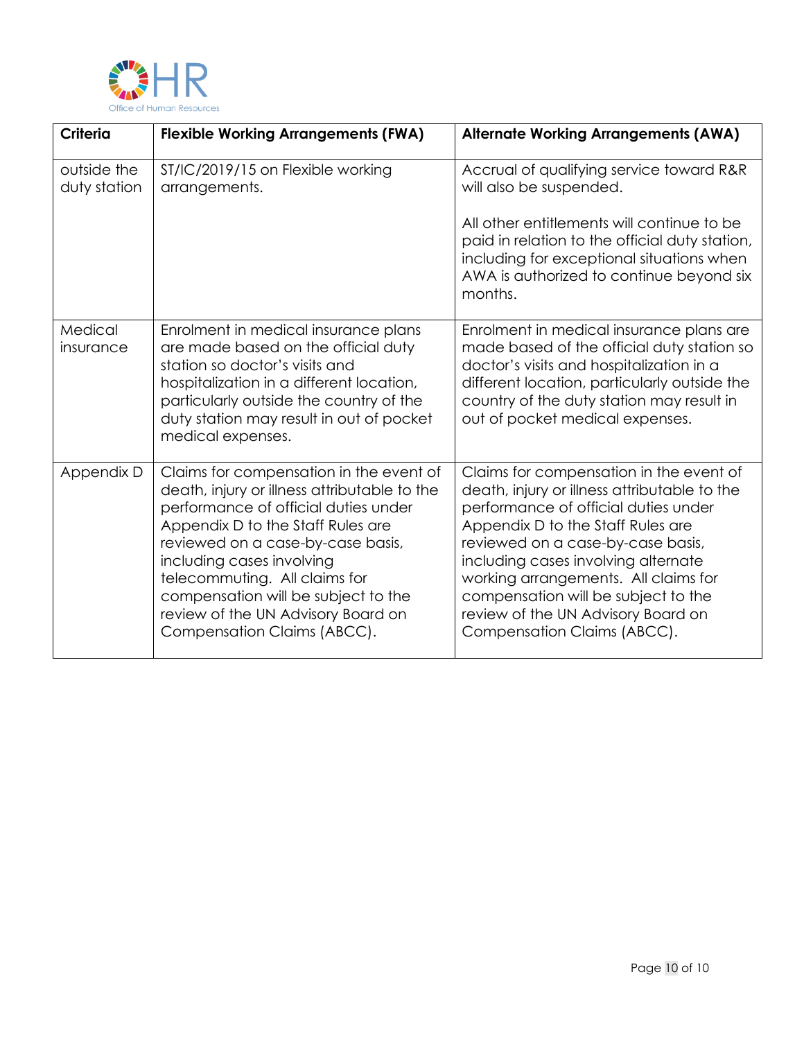| Criteria | Flexible Working Arrangements (FWA) | Alternate Working Arrangements (AWA) |
|---|---|---|
| outside the duty station | ST/IC/2019/15 on Flexible working arrangements. | Accrual of qualifying service toward R&R will also be suspended.<br><br>All other entitlements will continue to be paid in relation to the official duty station, including for exceptional situations when AWA is authorized to continue beyond six months. |
| Medical insurance | Enrolment in medical insurance plans are made based on the official duty station so doctor's visits and hospitalization in a different location, particularly outside the country of the duty station may result in out of pocket medical expenses. | Enrolment in medical insurance plans are made based of the official duty station so doctor's visits and hospitalization in a different location, particularly outside the country of the duty station may result in out of pocket medical expenses. |
| Appendix D | Claims for compensation in the event of death, injury or illness attributable to the performance of official duties under Appendix D to the Staff Rules are reviewed on a case-by-case basis, including cases involving telecommuting. All claims for compensation will be subject to the review of the UN Advisory Board on Compensation Claims (ABCC). | Claims for compensation in the event of death, injury or illness attributable to the performance of official duties under Appendix D to the Staff Rules are reviewed on a case-by-case basis, including cases involving alternate working arrangements. All claims for compensation will be subject to the review of the UN Advisory Board on Compensation Claims (ABCC). |